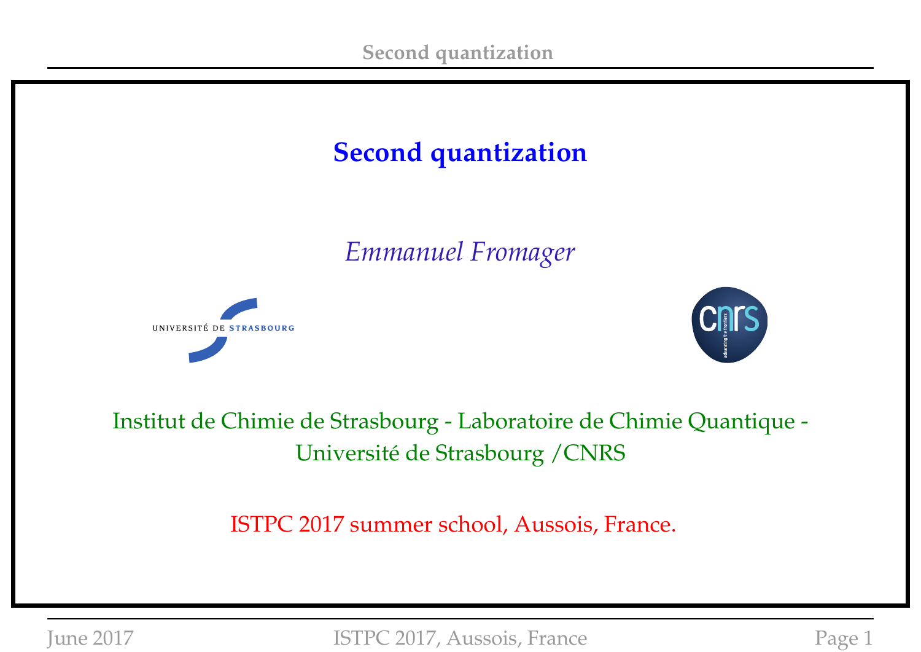# Second quantization

*Emmanuel Fromager*

Institut de Chimie de Strasbourg - Laboratoire de Chimie Quantique - Université de Strasbourg /CNRS

ISTPC 2017 summer school, Aussois, France.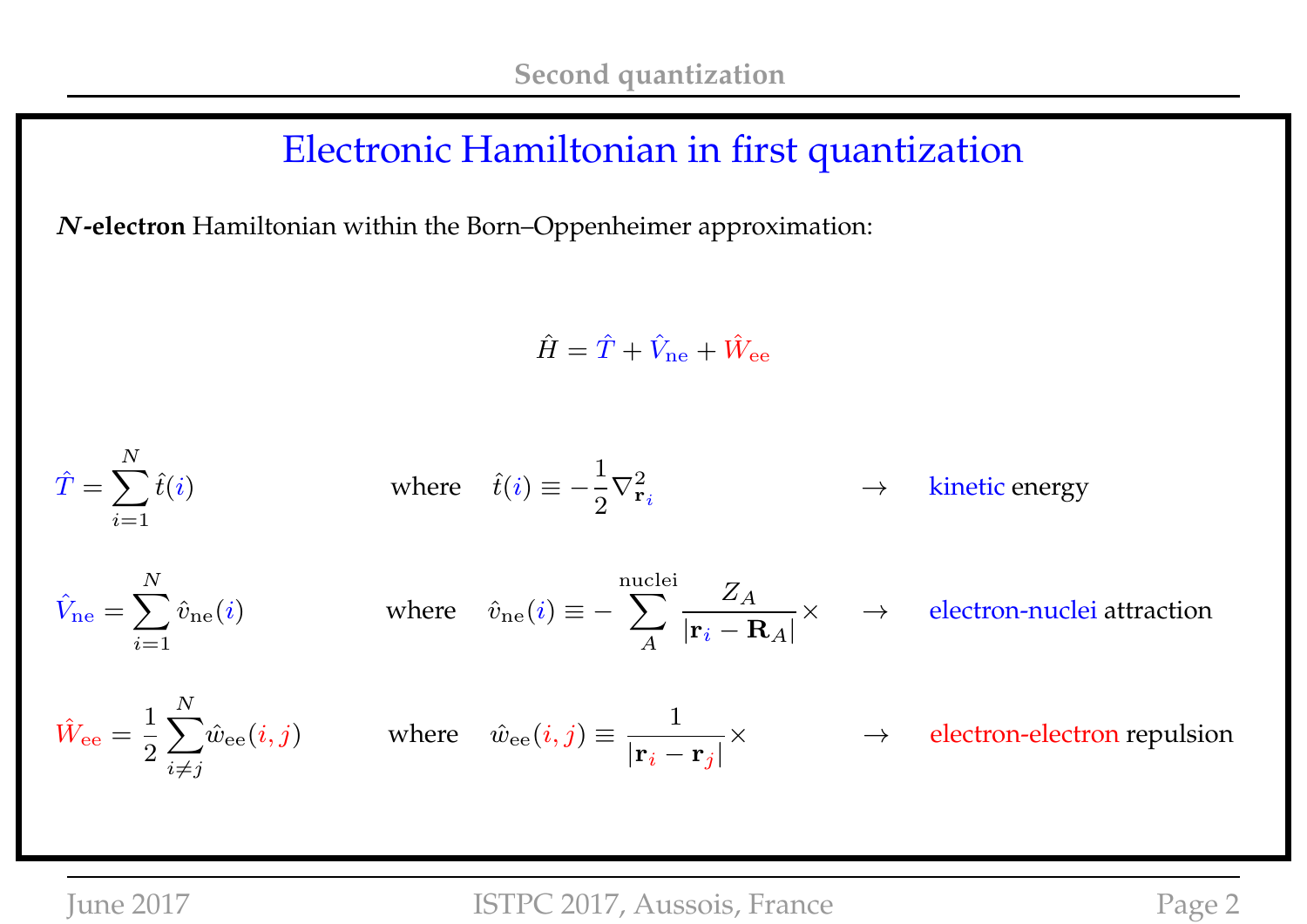# Electronic Hamiltonian in first quantization

***N*-electron** Hamiltonian within the Born–Oppenheimer approximation:

$$\hat{H} = \hat{T} + \hat{V}_{\rm ne} + \hat{W}_{\rm ee}$$

$\hat{T} = \sum_{i=1}^{N} \hat{t}(i)$ where $\hat{t}(i) \equiv -\frac{1}{2}\nabla^2_{\mathbf{r}_i}$ → kinetic energy

$\hat{V}_{\rm ne} = \sum_{i=1}^{N} \hat{v}_{\rm ne}(i)$ where $\hat{v}_{\rm ne}(i) \equiv -\sum_{A}^{\rm nuclei} \frac{Z_A}{|\mathbf{r}_i - \mathbf{R}_A|} \times$ → electron-nuclei attraction

$\hat{W}_{\rm ee} = \frac{1}{2}\sum_{i \neq j}^{N} \hat{w}_{\rm ee}(i,j)$ where $\hat{w}_{\rm ee}(i,j) \equiv \frac{1}{|\mathbf{r}_i - \mathbf{r}_j|} \times$ → electron-electron repulsion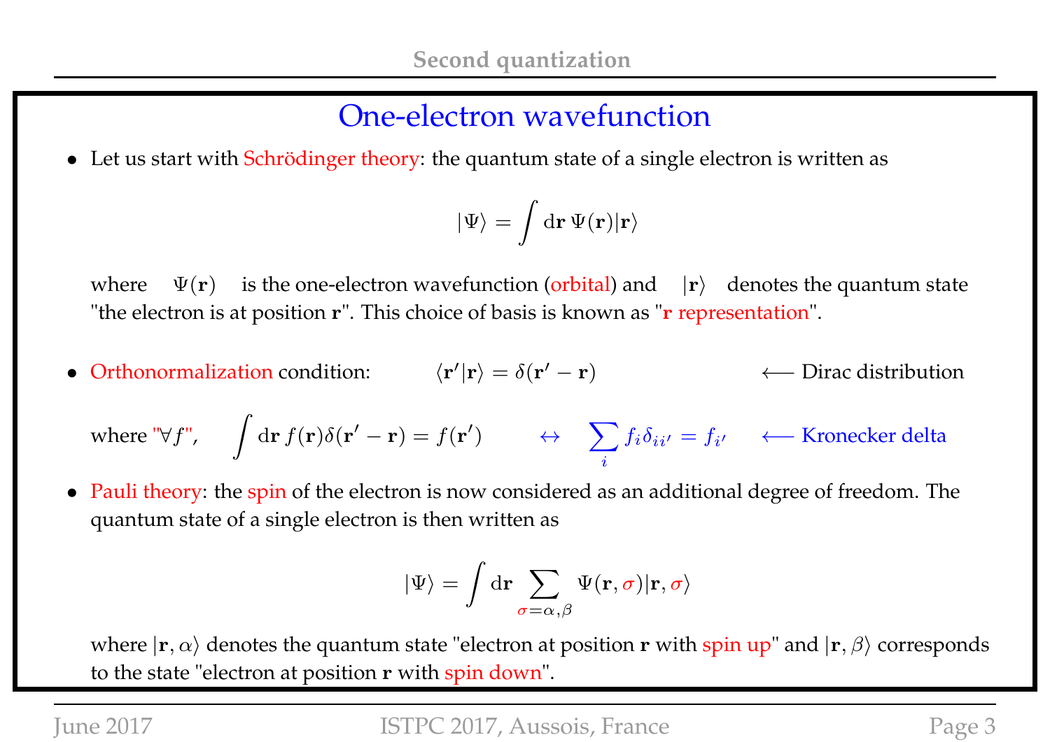# One-electron wavefunction

- Let us start with Schrödinger theory: the quantum state of a single electron is written as

$$|\Psi\rangle = \int \mathrm{d}\mathbf{r}\, \Psi(\mathbf{r})|\mathbf{r}\rangle$$

where $\Psi(\mathbf{r})$ is the one-electron wavefunction (orbital) and $|\mathbf{r}\rangle$ denotes the quantum state "the electron is at position $\mathbf{r}$". This choice of basis is known as "$\mathbf{r}$ representation".

- Orthonormalization condition: $\langle \mathbf{r}' | \mathbf{r} \rangle = \delta(\mathbf{r}' - \mathbf{r})$ $\longleftarrow$ Dirac distribution

where "$\forall f$", $\displaystyle\int \mathrm{d}\mathbf{r}\, f(\mathbf{r})\delta(\mathbf{r}' - \mathbf{r}) = f(\mathbf{r}')$ $\leftrightarrow$ $\displaystyle\sum_i f_i \delta_{ii'} = f_{i'}$ $\longleftarrow$ Kronecker delta

- Pauli theory: the spin of the electron is now considered as an additional degree of freedom. The quantum state of a single electron is then written as

$$|\Psi\rangle = \int \mathrm{d}\mathbf{r} \sum_{\sigma=\alpha,\beta} \Psi(\mathbf{r}, \sigma)|\mathbf{r}, \sigma\rangle$$

where $|\mathbf{r}, \alpha\rangle$ denotes the quantum state "electron at position $\mathbf{r}$ with spin up" and $|\mathbf{r}, \beta\rangle$ corresponds to the state "electron at position $\mathbf{r}$ with spin down".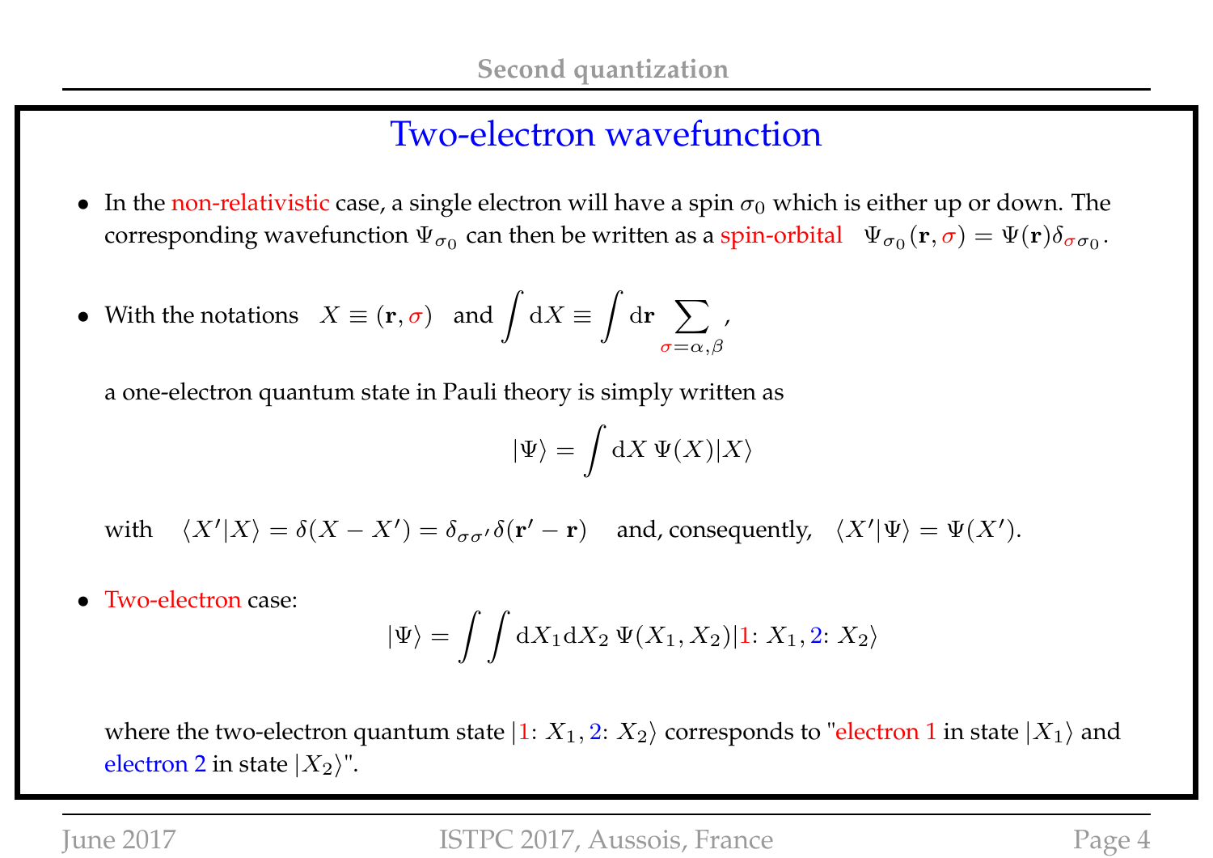# Two-electron wavefunction

- In the non-relativistic case, a single electron will have a spin $\sigma_0$ which is either up or down. The corresponding wavefunction $\Psi_{\sigma_0}$ can then be written as a spin-orbital $\Psi_{\sigma_0}(\mathbf{r},\sigma) = \Psi(\mathbf{r})\delta_{\sigma\sigma_0}$.

- With the notations $X \equiv (\mathbf{r},\sigma)$ and $\int \mathrm{d}X \equiv \int \mathrm{d}\mathbf{r} \sum_{\sigma=\alpha,\beta}$,

  a one-electron quantum state in Pauli theory is simply written as

  $$|\Psi\rangle = \int \mathrm{d}X\, \Psi(X)|X\rangle$$

  with $\langle X'|X\rangle = \delta(X - X') = \delta_{\sigma\sigma'}\delta(\mathbf{r}' - \mathbf{r})$ and, consequently, $\langle X'|\Psi\rangle = \Psi(X')$.

- Two-electron case:

  $$|\Psi\rangle = \int\int \mathrm{d}X_1 \mathrm{d}X_2\, \Psi(X_1, X_2)|1\colon X_1, 2\colon X_2\rangle$$

  where the two-electron quantum state $|1\colon X_1, 2\colon X_2\rangle$ corresponds to "electron 1 in state $|X_1\rangle$ and electron 2 in state $|X_2\rangle$".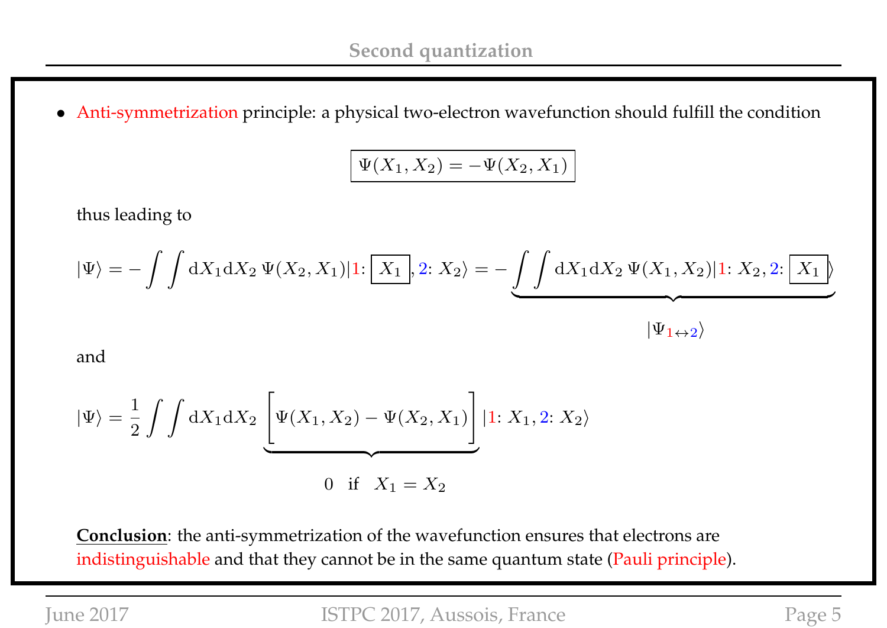- Anti-symmetrization principle: a physical two-electron wavefunction should fulfill the condition

$$\boxed{\Psi(X_1, X_2) = -\Psi(X_2, X_1)}$$

thus leading to

$$|\Psi\rangle = -\int\int \mathrm{d}X_1\mathrm{d}X_2\,\Psi(X_2, X_1)|1\colon \boxed{X_1}, 2\colon X_2\rangle = -\underbrace{\int\int \mathrm{d}X_1\mathrm{d}X_2\,\Psi(X_1, X_2)|1\colon X_2, 2\colon \boxed{X_1}\rangle}_{|\Psi_{1\leftrightarrow 2}\rangle}$$

and

$$|\Psi\rangle = \frac{1}{2}\int\int \mathrm{d}X_1\mathrm{d}X_2\,\underbrace{\Big[\Psi(X_1, X_2) - \Psi(X_2, X_1)\Big]}_{0 \quad \text{if} \quad X_1 = X_2}|1\colon X_1, 2\colon X_2\rangle$$

**Conclusion**: the anti-symmetrization of the wavefunction ensures that electrons are indistinguishable and that they cannot be in the same quantum state (Pauli principle).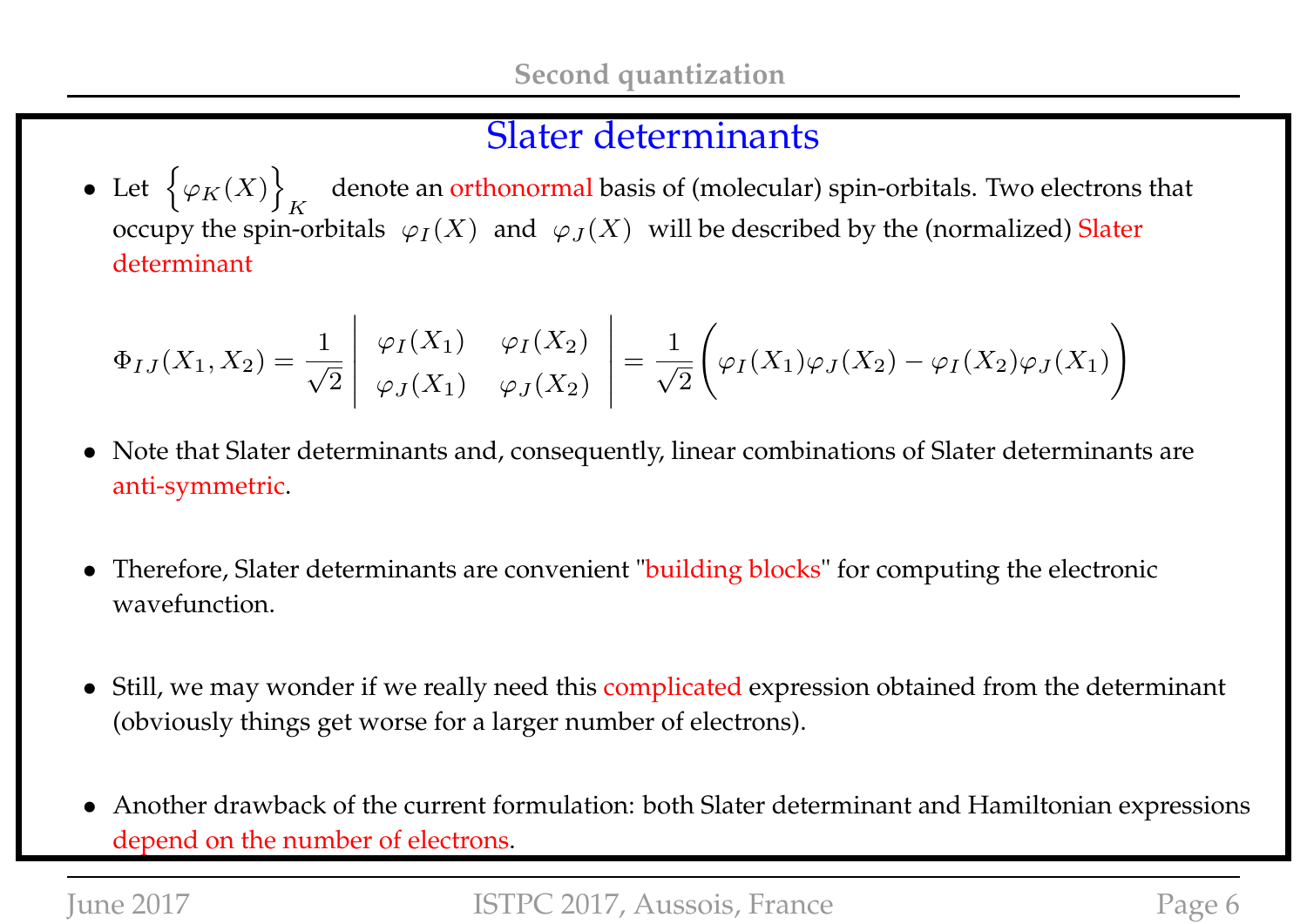## Slater determinants

- Let $\left\{\varphi_K(X)\right\}_K$ denote an orthonormal basis of (molecular) spin-orbitals. Two electrons that occupy the spin-orbitals $\varphi_I(X)$ and $\varphi_J(X)$ will be described by the (normalized) Slater determinant

$$\Phi_{IJ}(X_1, X_2) = \frac{1}{\sqrt{2}} \begin{vmatrix} \varphi_I(X_1) & \varphi_I(X_2) \\ \varphi_J(X_1) & \varphi_J(X_2) \end{vmatrix} = \frac{1}{\sqrt{2}} \Big( \varphi_I(X_1)\varphi_J(X_2) - \varphi_I(X_2)\varphi_J(X_1) \Big)$$

- Note that Slater determinants and, consequently, linear combinations of Slater determinants are anti-symmetric.

- Therefore, Slater determinants are convenient "building blocks" for computing the electronic wavefunction.

- Still, we may wonder if we really need this complicated expression obtained from the determinant (obviously things get worse for a larger number of electrons).

- Another drawback of the current formulation: both Slater determinant and Hamiltonian expressions depend on the number of electrons.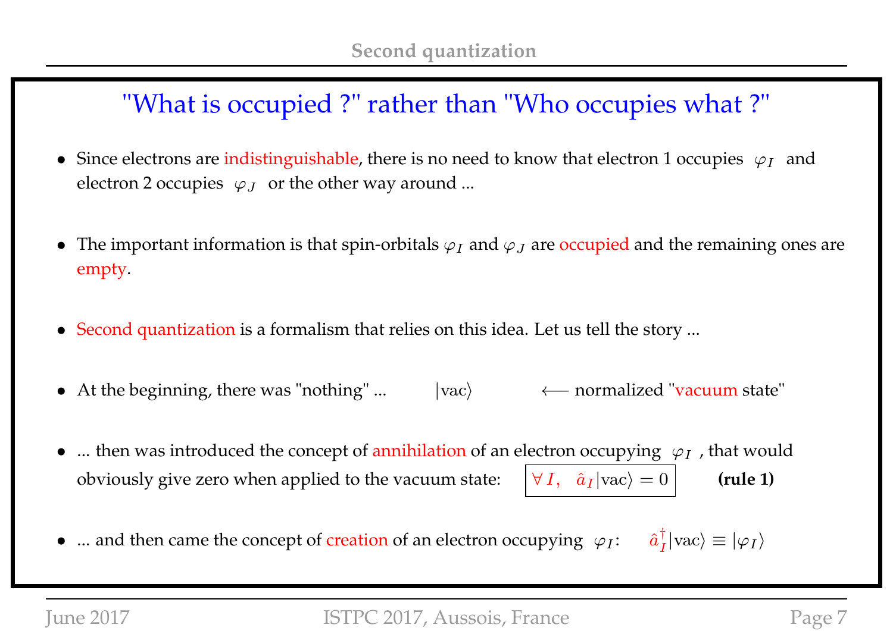## "What is occupied ?" rather than "Who occupies what ?"

- Since electrons are indistinguishable, there is no need to know that electron 1 occupies $\varphi_I$ and electron 2 occupies $\varphi_J$ or the other way around ...

- The important information is that spin-orbitals $\varphi_I$ and $\varphi_J$ are occupied and the remaining ones are empty.

- Second quantization is a formalism that relies on this idea. Let us tell the story ...

- At the beginning, there was "nothing" ... $|\text{vac}\rangle$ $\longleftarrow$ normalized "vacuum state"

- ... then was introduced the concept of annihilation of an electron occupying $\varphi_I$, that would obviously give zero when applied to the vacuum state: $\boxed{\forall\, I, \quad \hat{a}_I|\text{vac}\rangle = 0}$ **(rule 1)**

- ... and then came the concept of creation of an electron occupying $\varphi_I$: $\hat{a}_I^\dagger|\text{vac}\rangle \equiv |\varphi_I\rangle$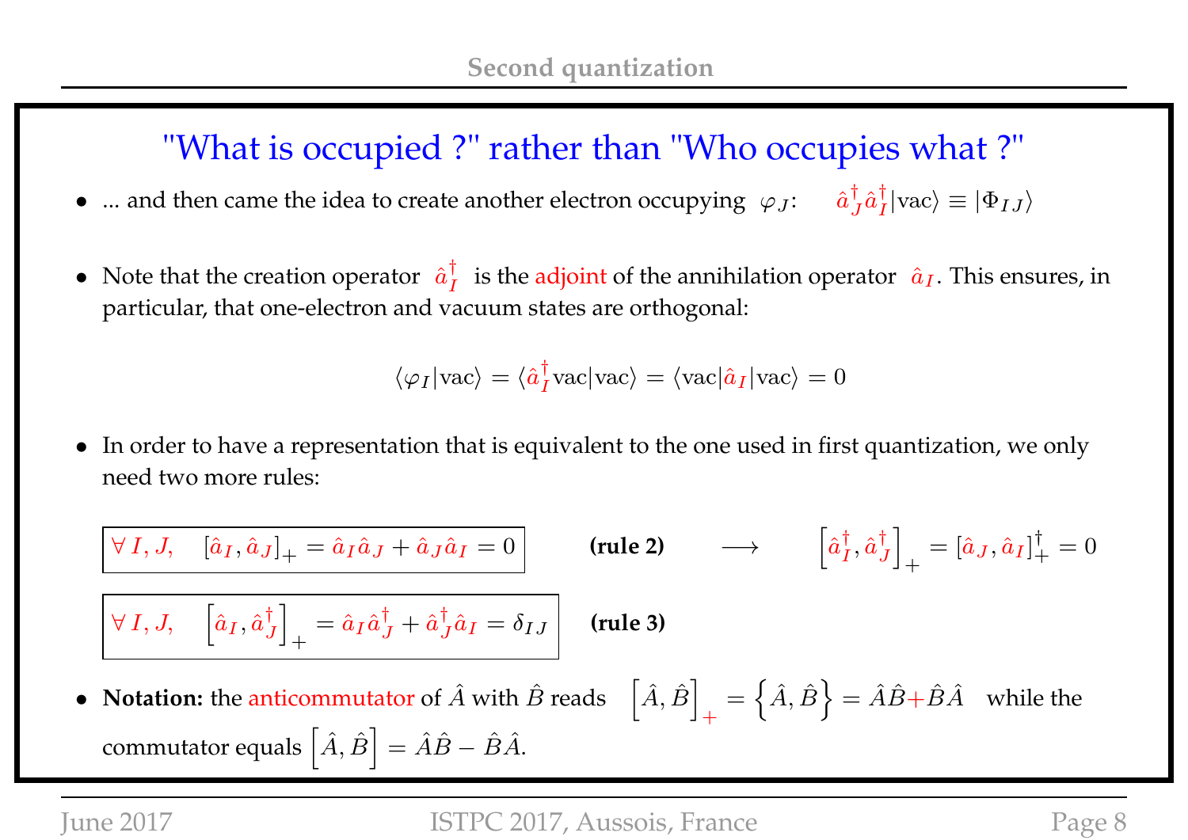## "What is occupied ?" rather than "Who occupies what ?"

- ... and then came the idea to create another electron occupying $\varphi_J$: $\hat{a}_J^\dagger \hat{a}_I^\dagger |\text{vac}\rangle \equiv |\Phi_{IJ}\rangle$

- Note that the creation operator $\hat{a}_I^\dagger$ is the adjoint of the annihilation operator $\hat{a}_I$. This ensures, in particular, that one-electron and vacuum states are orthogonal:

$$\langle \varphi_I | \text{vac} \rangle = \langle \hat{a}_I^\dagger \text{vac} | \text{vac} \rangle = \langle \text{vac} | \hat{a}_I | \text{vac} \rangle = 0$$

- In order to have a representation that is equivalent to the one used in first quantization, we only need two more rules:

$$\boxed{\forall\, I, J, \quad [\hat{a}_I, \hat{a}_J]_+ = \hat{a}_I \hat{a}_J + \hat{a}_J \hat{a}_I = 0} \qquad \textbf{(rule 2)} \qquad \longrightarrow \qquad \left[\hat{a}_I^\dagger, \hat{a}_J^\dagger\right]_+ = [\hat{a}_J, \hat{a}_I]_+^\dagger = 0$$

$$\boxed{\forall\, I, J, \quad \left[\hat{a}_I, \hat{a}_J^\dagger\right]_+ = \hat{a}_I \hat{a}_J^\dagger + \hat{a}_J^\dagger \hat{a}_I = \delta_{IJ}} \qquad \textbf{(rule 3)}$$

- **Notation:** the anticommutator of $\hat{A}$ with $\hat{B}$ reads $\left[\hat{A}, \hat{B}\right]_+ = \left\{\hat{A}, \hat{B}\right\} = \hat{A}\hat{B} + \hat{B}\hat{A}$ while the commutator equals $\left[\hat{A}, \hat{B}\right] = \hat{A}\hat{B} - \hat{B}\hat{A}$.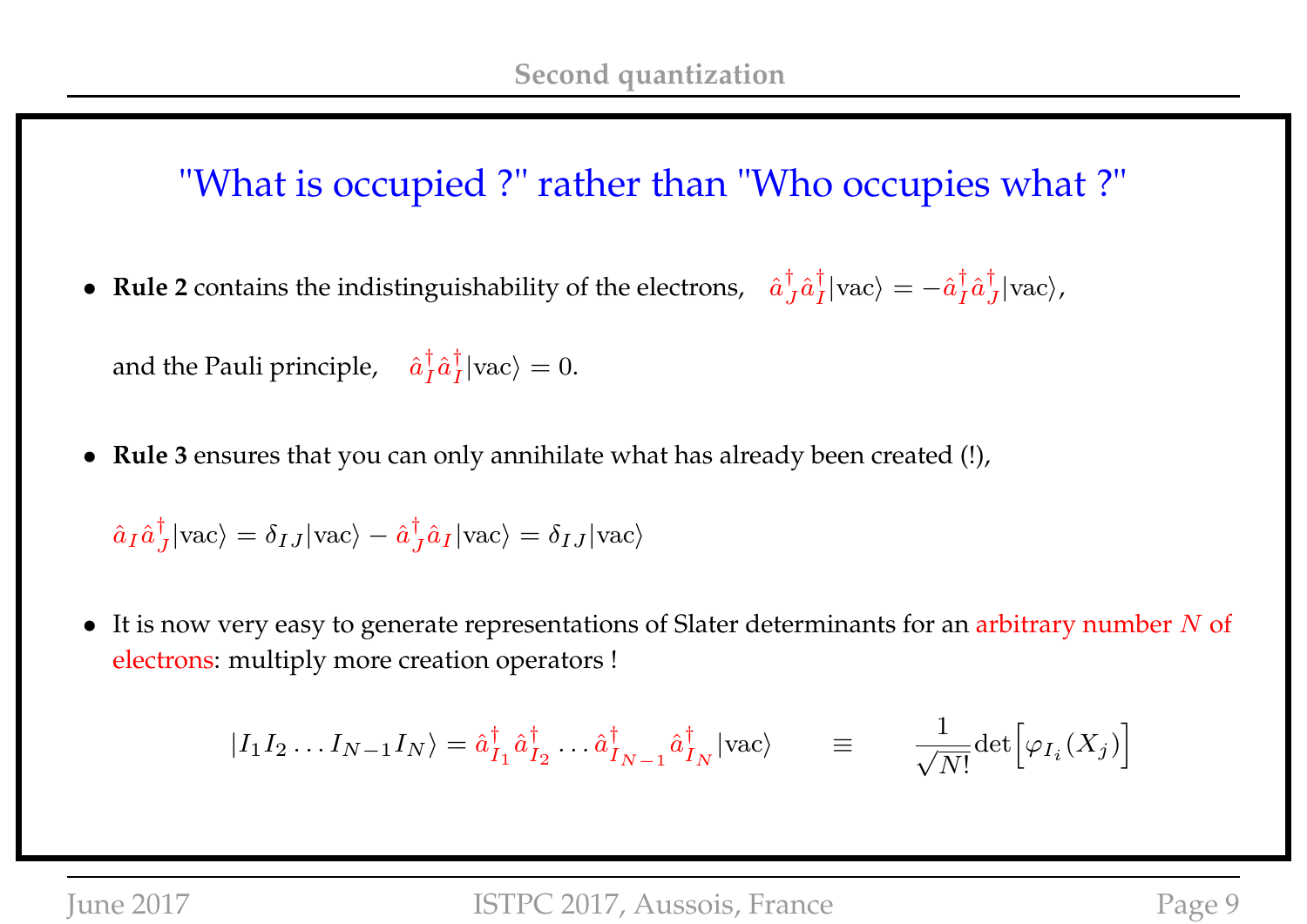## "What is occupied ?" rather than "Who occupies what ?"

- **Rule 2** contains the indistinguishability of the electrons, $\hat{a}^\dagger_J \hat{a}^\dagger_I |\text{vac}\rangle = -\hat{a}^\dagger_I \hat{a}^\dagger_J |\text{vac}\rangle$,

  and the Pauli principle, $\hat{a}^\dagger_I \hat{a}^\dagger_I |\text{vac}\rangle = 0$.

- **Rule 3** ensures that you can only annihilate what has already been created (!),

  $\hat{a}_I \hat{a}^\dagger_J |\text{vac}\rangle = \delta_{IJ} |\text{vac}\rangle - \hat{a}^\dagger_J \hat{a}_I |\text{vac}\rangle = \delta_{IJ} |\text{vac}\rangle$

- It is now very easy to generate representations of Slater determinants for an arbitrary number $N$ of electrons: multiply more creation operators !

$$|I_1 I_2 \ldots I_{N-1} I_N\rangle = \hat{a}^\dagger_{I_1} \hat{a}^\dagger_{I_2} \ldots \hat{a}^\dagger_{I_{N-1}} \hat{a}^\dagger_{I_N} |\text{vac}\rangle \qquad \equiv \qquad \frac{1}{\sqrt{N!}} \det\Big[\varphi_{I_i}(X_j)\Big]$$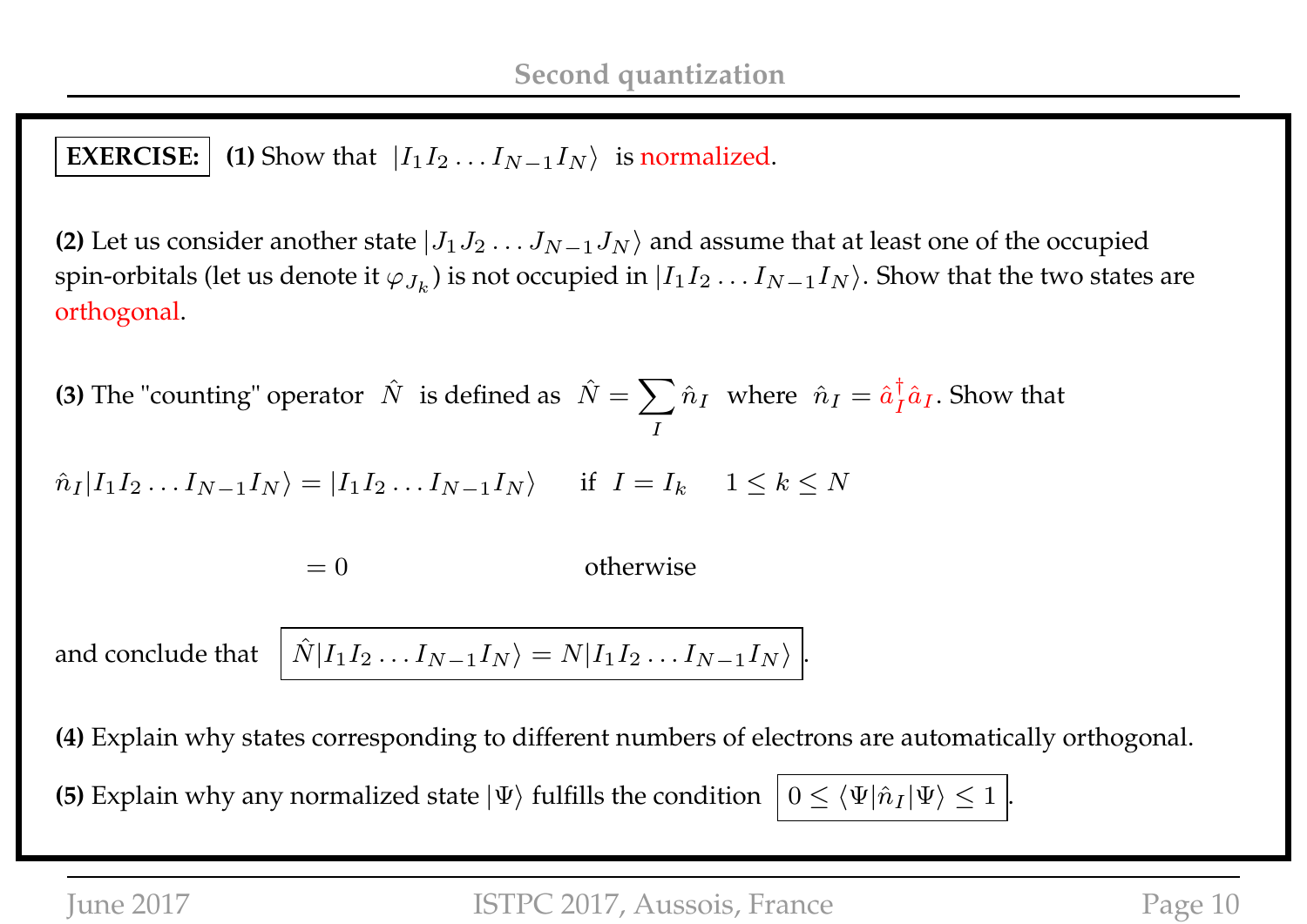**EXERCISE:** **(1)** Show that $|I_1 I_2 \ldots I_{N-1} I_N\rangle$ is normalized.

**(2)** Let us consider another state $|J_1 J_2 \ldots J_{N-1} J_N\rangle$ and assume that at least one of the occupied spin-orbitals (let us denote it $\varphi_{J_k}$) is not occupied in $|I_1 I_2 \ldots I_{N-1} I_N\rangle$. Show that the two states are orthogonal.

**(3)** The "counting" operator $\hat{N}$ is defined as $\hat{N} = \sum_I \hat{n}_I$ where $\hat{n}_I = \hat{a}_I^\dagger \hat{a}_I$. Show that

$$\hat{n}_I |I_1 I_2 \ldots I_{N-1} I_N\rangle = |I_1 I_2 \ldots I_{N-1} I_N\rangle \qquad \text{if } \; I = I_k \quad 1 \leq k \leq N$$

$$= 0 \qquad \text{otherwise}$$

and conclude that $\boxed{\hat{N} |I_1 I_2 \ldots I_{N-1} I_N\rangle = N |I_1 I_2 \ldots I_{N-1} I_N\rangle}$.

**(4)** Explain why states corresponding to different numbers of electrons are automatically orthogonal.

**(5)** Explain why any normalized state $|\Psi\rangle$ fulfills the condition $\boxed{0 \leq \langle \Psi | \hat{n}_I | \Psi \rangle \leq 1}$.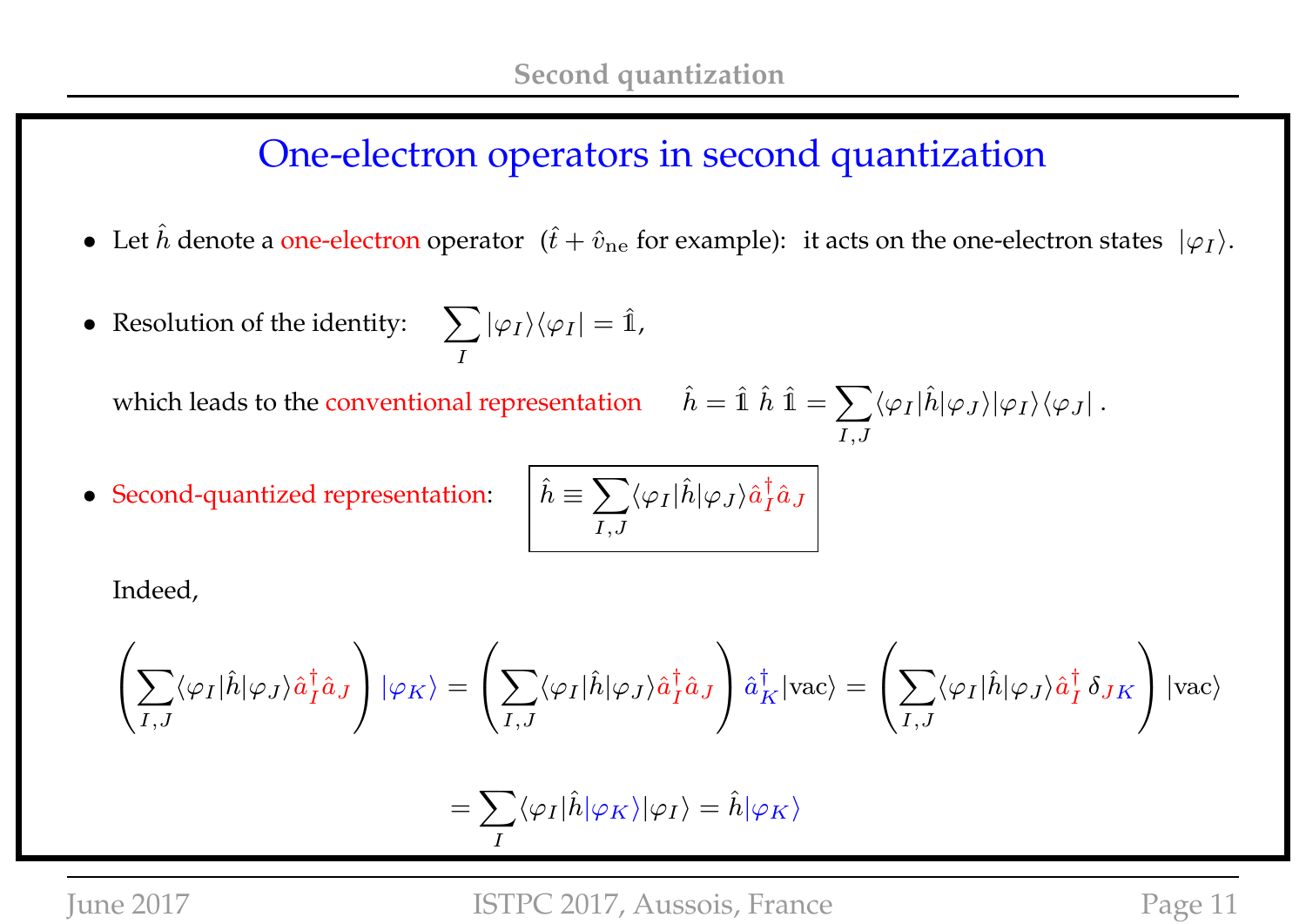# One-electron operators in second quantization

- Let $\hat{h}$ denote a one-electron operator $(\hat{t} + \hat{v}_{\rm ne}$ for example): it acts on the one-electron states $|\varphi_I\rangle$.

- Resolution of the identity: $\displaystyle\sum_I |\varphi_I\rangle\langle\varphi_I| = \hat{\mathbb{1}}$,

  which leads to the conventional representation $\displaystyle\hat{h} = \hat{\mathbb{1}}\ \hat{h}\ \hat{\mathbb{1}} = \sum_{I,J} \langle\varphi_I|\hat{h}|\varphi_J\rangle|\varphi_I\rangle\langle\varphi_J|\,.$

- Second-quantized representation: $\boxed{\displaystyle\hat{h} \equiv \sum_{I,J} \langle\varphi_I|\hat{h}|\varphi_J\rangle\hat{a}_I^\dagger\hat{a}_J}$

  Indeed,

$$\left(\sum_{I,J} \langle\varphi_I|\hat{h}|\varphi_J\rangle\hat{a}_I^\dagger\hat{a}_J\right)|\varphi_K\rangle = \left(\sum_{I,J} \langle\varphi_I|\hat{h}|\varphi_J\rangle\hat{a}_I^\dagger\hat{a}_J\right)\hat{a}_K^\dagger|\text{vac}\rangle = \left(\sum_{I,J} \langle\varphi_I|\hat{h}|\varphi_J\rangle\hat{a}_I^\dagger\,\delta_{JK}\right)|\text{vac}\rangle$$

$$= \sum_I \langle\varphi_I|\hat{h}|\varphi_K\rangle|\varphi_I\rangle = \hat{h}|\varphi_K\rangle$$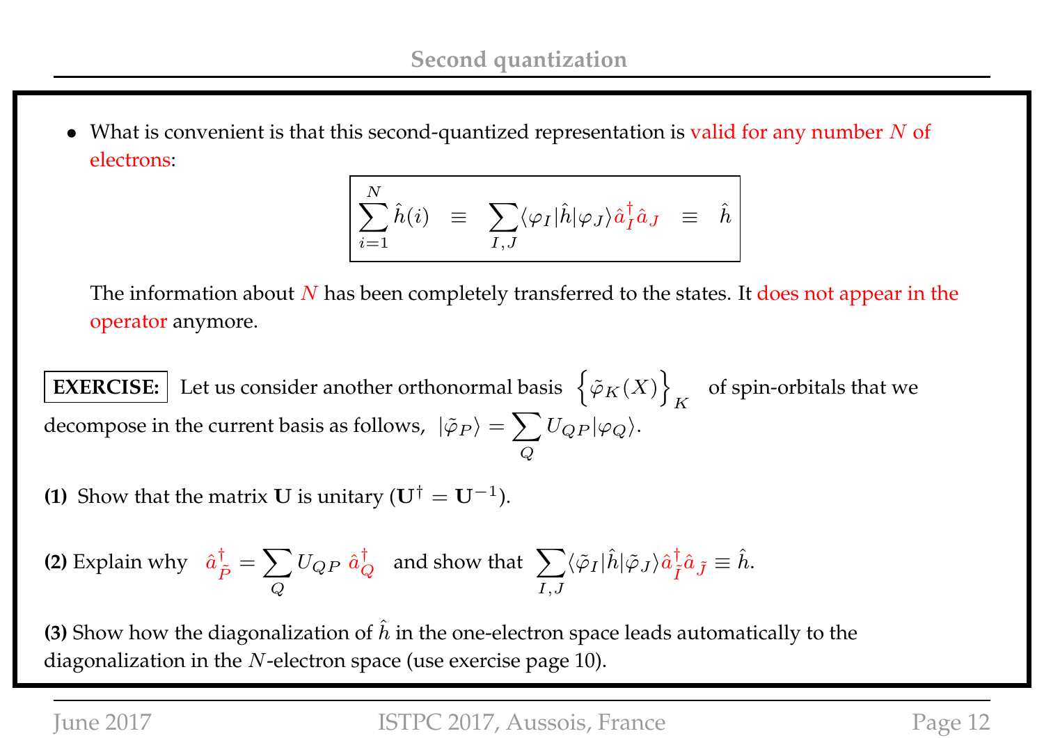- What is convenient is that this second-quantized representation is valid for any number $N$ of electrons:

$$\boxed{\sum_{i=1}^{N} \hat{h}(i) \quad \equiv \quad \sum_{I,J} \langle \varphi_I | \hat{h} | \varphi_J \rangle \hat{a}_I^\dagger \hat{a}_J \quad \equiv \quad \hat{h}}$$

The information about $N$ has been completely transferred to the states. It does not appear in the operator anymore.

**EXERCISE:** Let us consider another orthonormal basis $\Big\{ \tilde{\varphi}_K(X) \Big\}_K$ of spin-orbitals that we decompose in the current basis as follows, $|\tilde{\varphi}_P\rangle = \sum_Q U_{QP} |\varphi_Q\rangle$.

**(1)** Show that the matrix $\mathbf{U}$ is unitary ($\mathbf{U}^\dagger = \mathbf{U}^{-1}$).

**(2)** Explain why $\hat{a}_{\tilde{P}}^\dagger = \sum_Q U_{QP} \; \hat{a}_Q^\dagger$ and show that $\sum_{I,J} \langle \tilde{\varphi}_I | \hat{h} | \tilde{\varphi}_J \rangle \hat{a}_{\tilde{I}}^\dagger \hat{a}_{\tilde{J}} \equiv \hat{h}$.

**(3)** Show how the diagonalization of $\hat{h}$ in the one-electron space leads automatically to the diagonalization in the $N$-electron space (use exercise page 10).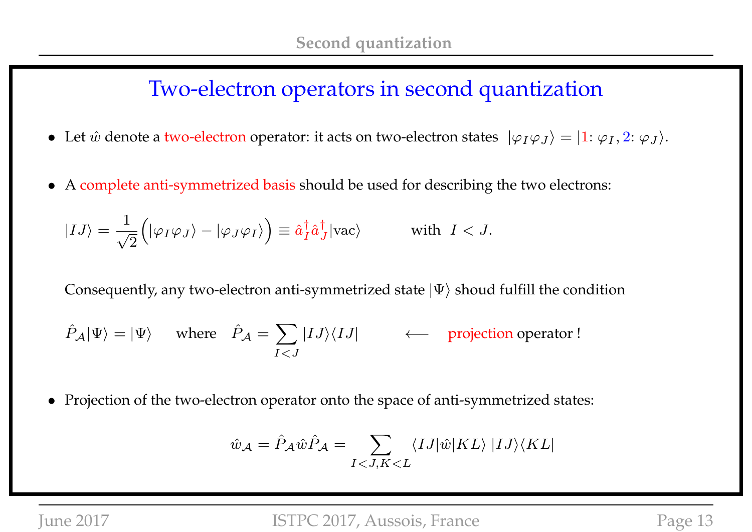# Two-electron operators in second quantization

- Let $\hat{w}$ denote a two-electron operator: it acts on two-electron states $|\varphi_I \varphi_J\rangle = |1\colon \varphi_I, 2\colon \varphi_J\rangle$.

- A complete anti-symmetrized basis should be used for describing the two electrons:

$$|IJ\rangle = \frac{1}{\sqrt{2}}\Big(|\varphi_I \varphi_J\rangle - |\varphi_J \varphi_I\rangle\Big) \equiv \hat{a}_I^\dagger \hat{a}_J^\dagger |\text{vac}\rangle \qquad \text{with } \; I < J.$$

Consequently, any two-electron anti-symmetrized state $|\Psi\rangle$ shoud fulfill the condition

$$\hat{P}_{\mathcal{A}}|\Psi\rangle = |\Psi\rangle \quad \text{where} \quad \hat{P}_{\mathcal{A}} = \sum_{I<J} |IJ\rangle\langle IJ| \qquad \longleftarrow \quad \text{projection operator !}$$

- Projection of the two-electron operator onto the space of anti-symmetrized states:

$$\hat{w}_{\mathcal{A}} = \hat{P}_{\mathcal{A}} \hat{w} \hat{P}_{\mathcal{A}} = \sum_{I<J, K<L} \langle IJ|\hat{w}|KL\rangle \; |IJ\rangle\langle KL|$$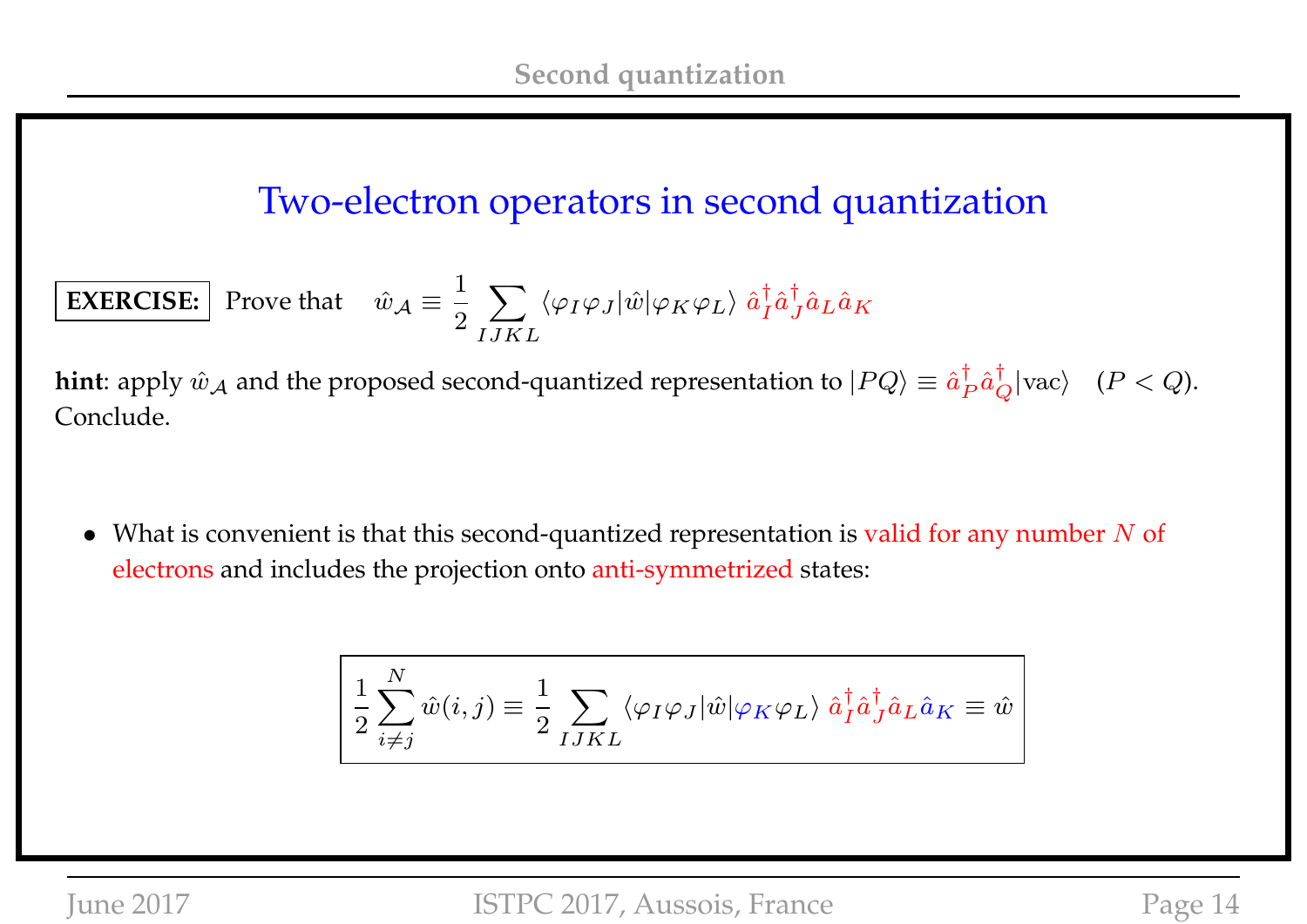## Two-electron operators in second quantization

**EXERCISE:** Prove that $\hat{w}_{\mathcal{A}} \equiv \dfrac{1}{2} \displaystyle\sum_{IJKL} \langle \varphi_I \varphi_J | \hat{w} | \varphi_K \varphi_L \rangle \; \hat{a}^\dagger_I \hat{a}^\dagger_J \hat{a}_L \hat{a}_K$

**hint**: apply $\hat{w}_{\mathcal{A}}$ and the proposed second-quantized representation to $|PQ\rangle \equiv \hat{a}^\dagger_P \hat{a}^\dagger_Q |\text{vac}\rangle \quad (P < Q)$. Conclude.

- What is convenient is that this second-quantized representation is valid for any number $N$ of electrons and includes the projection onto anti-symmetrized states:

$$
\frac{1}{2} \sum_{i \neq j}^{N} \hat{w}(i,j) \equiv \frac{1}{2} \sum_{IJKL} \langle \varphi_I \varphi_J | \hat{w} | \varphi_K \varphi_L \rangle \; \hat{a}^\dagger_I \hat{a}^\dagger_J \hat{a}_L \hat{a}_K \equiv \hat{w}
$$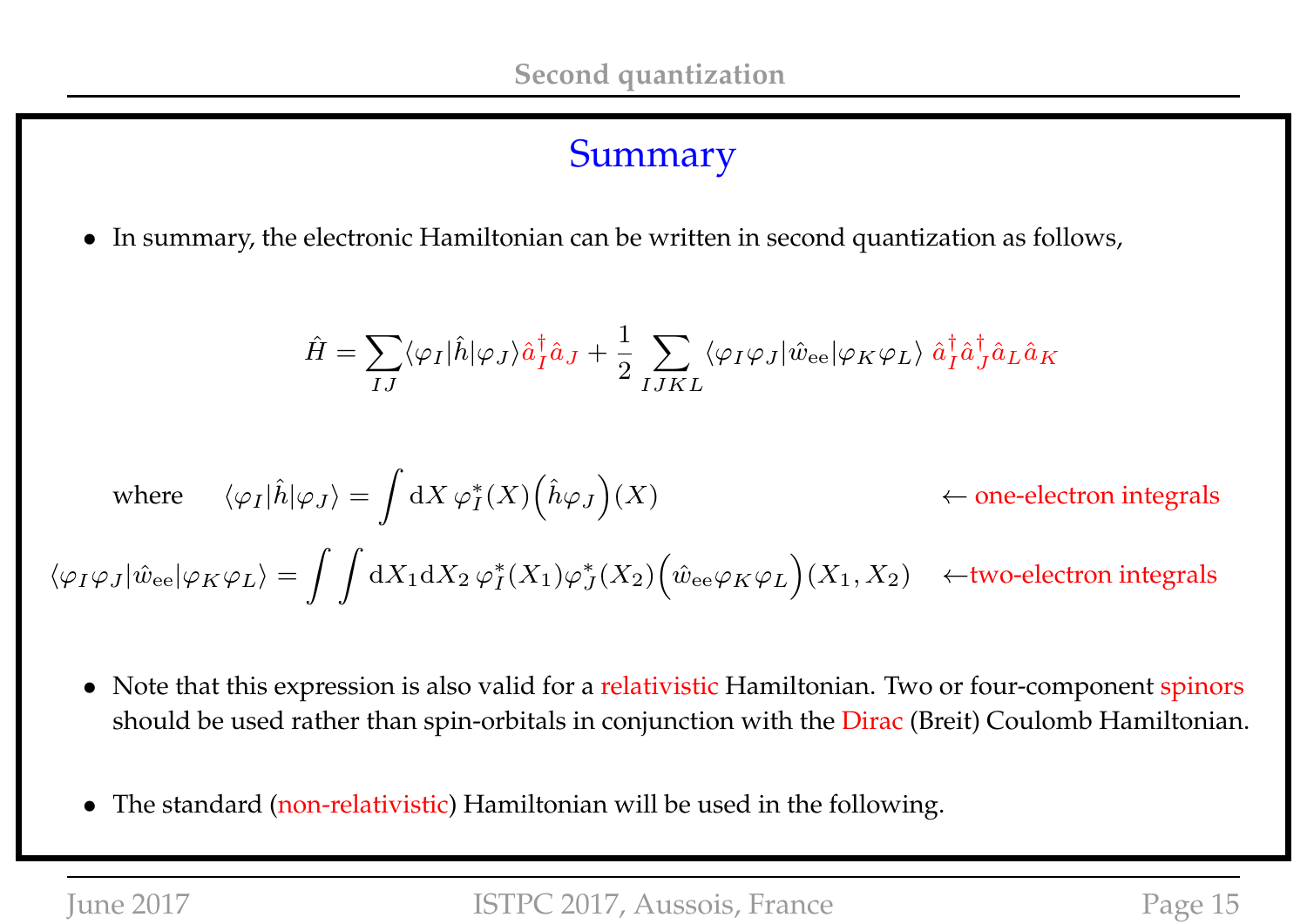## Summary

- In summary, the electronic Hamiltonian can be written in second quantization as follows,

$$\hat{H} = \sum_{IJ} \langle \varphi_I | \hat{h} | \varphi_J \rangle \hat{a}_I^\dagger \hat{a}_J + \frac{1}{2} \sum_{IJKL} \langle \varphi_I \varphi_J | \hat{w}_{\text{ee}} | \varphi_K \varphi_L \rangle \, \hat{a}_I^\dagger \hat{a}_J^\dagger \hat{a}_L \hat{a}_K$$

where $\langle \varphi_I | \hat{h} | \varphi_J \rangle = \int \mathrm{d}X \, \varphi_I^*(X) \Big( \hat{h} \varphi_J \Big)(X)$ ← one-electron integrals

$\langle \varphi_I \varphi_J | \hat{w}_{\text{ee}} | \varphi_K \varphi_L \rangle = \int \int \mathrm{d}X_1 \mathrm{d}X_2 \, \varphi_I^*(X_1) \varphi_J^*(X_2) \Big( \hat{w}_{\text{ee}} \varphi_K \varphi_L \Big)(X_1, X_2)$ ←two-electron integrals

- Note that this expression is also valid for a relativistic Hamiltonian. Two or four-component spinors should be used rather than spin-orbitals in conjunction with the Dirac (Breit) Coulomb Hamiltonian.

- The standard (non-relativistic) Hamiltonian will be used in the following.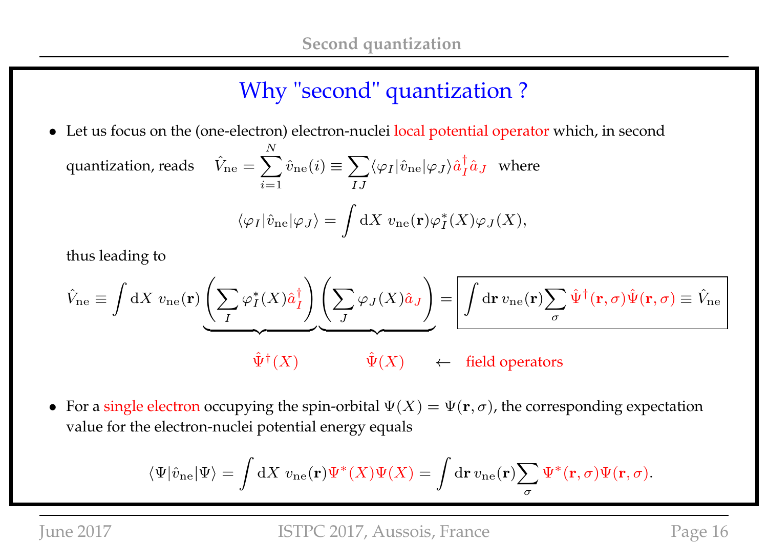## Why "second" quantization ?

- Let us focus on the (one-electron) electron-nuclei local potential operator which, in second quantization, reads $\hat{V}_{\rm ne} = \sum_{i=1}^{N} \hat{v}_{\rm ne}(i) \equiv \sum_{IJ} \langle \varphi_I | \hat{v}_{\rm ne} | \varphi_J \rangle \hat{a}_I^\dagger \hat{a}_J$ where

$$\langle \varphi_I | \hat{v}_{\rm ne} | \varphi_J \rangle = \int {\rm d}X \; v_{\rm ne}(\mathbf{r}) \varphi_I^*(X) \varphi_J(X),$$

thus leading to

$$\hat{V}_{\rm ne} \equiv \int {\rm d}X \; v_{\rm ne}(\mathbf{r}) \underbrace{\left( \sum_I \varphi_I^*(X) \hat{a}_I^\dagger \right)}_{\hat{\Psi}^\dagger(X)} \underbrace{\left( \sum_J \varphi_J(X) \hat{a}_J \right)}_{\hat{\Psi}(X)} = \boxed{\int {\rm d}\mathbf{r} \, v_{\rm ne}(\mathbf{r}) \sum_\sigma \hat{\Psi}^\dagger(\mathbf{r},\sigma) \hat{\Psi}(\mathbf{r},\sigma) \equiv \hat{V}_{\rm ne}}$$

$\hat{\Psi}^\dagger(X)$ $\quad$ $\hat{\Psi}(X)$ $\quad \leftarrow$ field operators

- For a single electron occupying the spin-orbital $\Psi(X) = \Psi(\mathbf{r},\sigma)$, the corresponding expectation value for the electron-nuclei potential energy equals

$$\langle \Psi | \hat{v}_{\rm ne} | \Psi \rangle = \int {\rm d}X \; v_{\rm ne}(\mathbf{r}) \Psi^*(X) \Psi(X) = \int {\rm d}\mathbf{r} \, v_{\rm ne}(\mathbf{r}) \sum_\sigma \Psi^*(\mathbf{r},\sigma) \Psi(\mathbf{r},\sigma).$$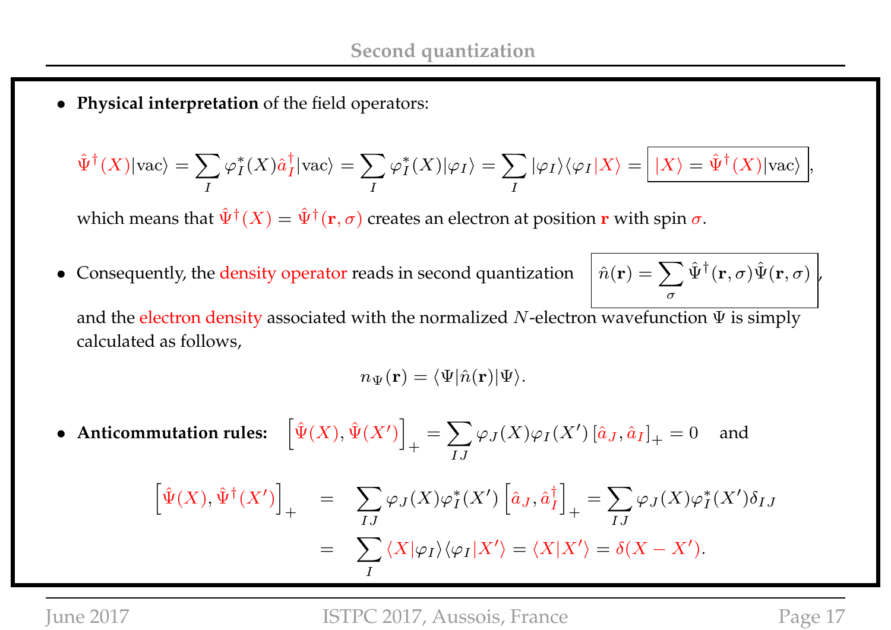- **Physical interpretation** of the field operators:

$$\hat{\Psi}^\dagger(X)|\text{vac}\rangle = \sum_I \varphi_I^*(X)\hat{a}_I^\dagger|\text{vac}\rangle = \sum_I \varphi_I^*(X)|\varphi_I\rangle = \sum_I |\varphi_I\rangle\langle\varphi_I|X\rangle = \boxed{|X\rangle = \hat{\Psi}^\dagger(X)|\text{vac}\rangle},$$

which means that $\hat{\Psi}^\dagger(X) = \hat{\Psi}^\dagger(\mathbf{r},\sigma)$ creates an electron at position $\mathbf{r}$ with spin $\sigma$.

- Consequently, the density operator reads in second quantization $\boxed{\hat{n}(\mathbf{r}) = \sum_\sigma \hat{\Psi}^\dagger(\mathbf{r},\sigma)\hat{\Psi}(\mathbf{r},\sigma)}$,

and the electron density associated with the normalized $N$-electron wavefunction $\Psi$ is simply calculated as follows,

$$n_\Psi(\mathbf{r}) = \langle\Psi|\hat{n}(\mathbf{r})|\Psi\rangle.$$

- **Anticommutation rules:** $\left[\hat{\Psi}(X), \hat{\Psi}(X')\right]_+ = \sum_{IJ} \varphi_J(X)\varphi_I(X')\left[\hat{a}_J, \hat{a}_I\right]_+ = 0$ and

$$\begin{aligned}
\left[\hat{\Psi}(X), \hat{\Psi}^\dagger(X')\right]_+ &= \sum_{IJ} \varphi_J(X)\varphi_I^*(X')\left[\hat{a}_J, \hat{a}_I^\dagger\right]_+ = \sum_{IJ} \varphi_J(X)\varphi_I^*(X')\delta_{IJ} \\
&= \sum_I \langle X|\varphi_I\rangle\langle\varphi_I|X'\rangle = \langle X|X'\rangle = \delta(X - X').
\end{aligned}$$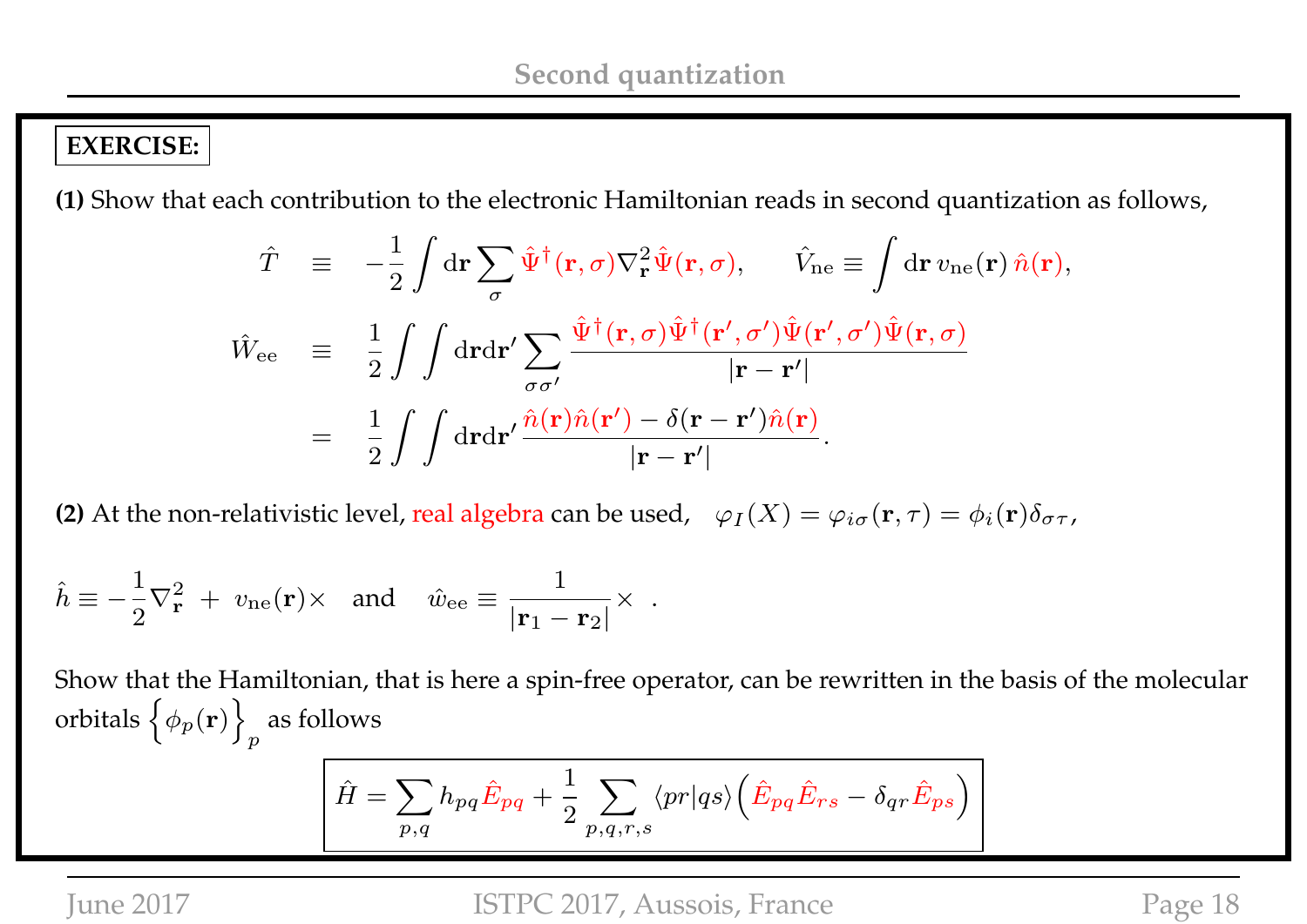**EXERCISE:**

**(1)** Show that each contribution to the electronic Hamiltonian reads in second quantization as follows,

$$\hat{T} \equiv -\frac{1}{2}\int \mathrm{d}\mathbf{r} \sum_{\sigma} \hat{\Psi}^{\dagger}(\mathbf{r},\sigma)\nabla^2_{\mathbf{r}}\hat{\Psi}(\mathbf{r},\sigma), \qquad \hat{V}_{\mathrm{ne}} \equiv \int \mathrm{d}\mathbf{r}\, v_{\mathrm{ne}}(\mathbf{r})\,\hat{n}(\mathbf{r}),$$

$$\hat{W}_{\mathrm{ee}} \equiv \frac{1}{2}\int\int \mathrm{d}\mathbf{r}\mathrm{d}\mathbf{r}' \sum_{\sigma\sigma'} \frac{\hat{\Psi}^{\dagger}(\mathbf{r},\sigma)\hat{\Psi}^{\dagger}(\mathbf{r}',\sigma')\hat{\Psi}(\mathbf{r}',\sigma')\hat{\Psi}(\mathbf{r},\sigma)}{|\mathbf{r}-\mathbf{r}'|}$$

$$= \frac{1}{2}\int\int \mathrm{d}\mathbf{r}\mathrm{d}\mathbf{r}'\, \frac{\hat{n}(\mathbf{r})\hat{n}(\mathbf{r}') - \delta(\mathbf{r}-\mathbf{r}')\hat{n}(\mathbf{r})}{|\mathbf{r}-\mathbf{r}'|}.$$

**(2)** At the non-relativistic level, real algebra can be used, $\varphi_I(X) = \varphi_{i\sigma}(\mathbf{r},\tau) = \phi_i(\mathbf{r})\delta_{\sigma\tau}$,

$$\hat{h} \equiv -\frac{1}{2}\nabla^2_{\mathbf{r}} \;+\; v_{\mathrm{ne}}(\mathbf{r})\times \quad \text{and} \quad \hat{w}_{\mathrm{ee}} \equiv \frac{1}{|\mathbf{r}_1-\mathbf{r}_2|}\times \;\; .$$

Show that the Hamiltonian, that is here a spin-free operator, can be rewritten in the basis of the molecular orbitals $\Big\{\phi_p(\mathbf{r})\Big\}_p$ as follows

$$\boxed{\hat{H} = \sum_{p,q} h_{pq}\hat{E}_{pq} + \frac{1}{2}\sum_{p,q,r,s}\langle pr|qs\rangle\Big(\hat{E}_{pq}\hat{E}_{rs} - \delta_{qr}\hat{E}_{ps}\Big)}$$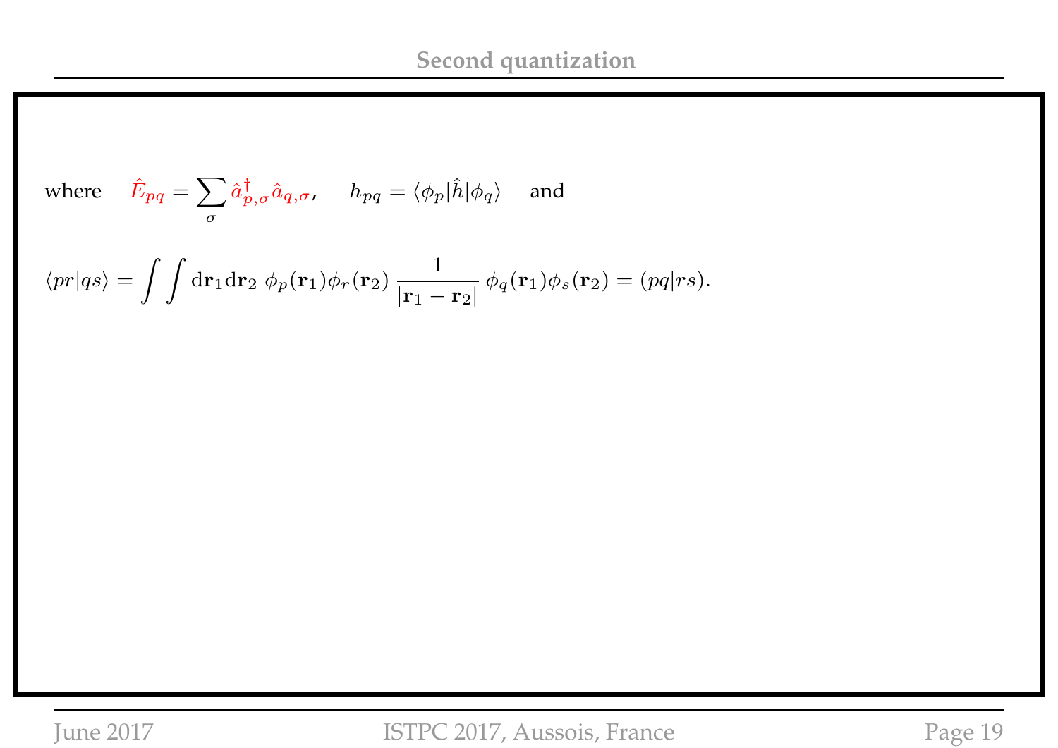where $\hat{E}_{pq} = \sum_{\sigma} \hat{a}^{\dagger}_{p,\sigma} \hat{a}_{q,\sigma}$, $\quad h_{pq} = \langle \phi_p | \hat{h} | \phi_q \rangle$ and

$$\langle pr|qs\rangle = \int\int \mathrm{d}\mathbf{r}_1 \mathrm{d}\mathbf{r}_2 \; \phi_p(\mathbf{r}_1)\phi_r(\mathbf{r}_2) \, \frac{1}{|\mathbf{r}_1 - \mathbf{r}_2|} \, \phi_q(\mathbf{r}_1)\phi_s(\mathbf{r}_2) = (pq|rs).$$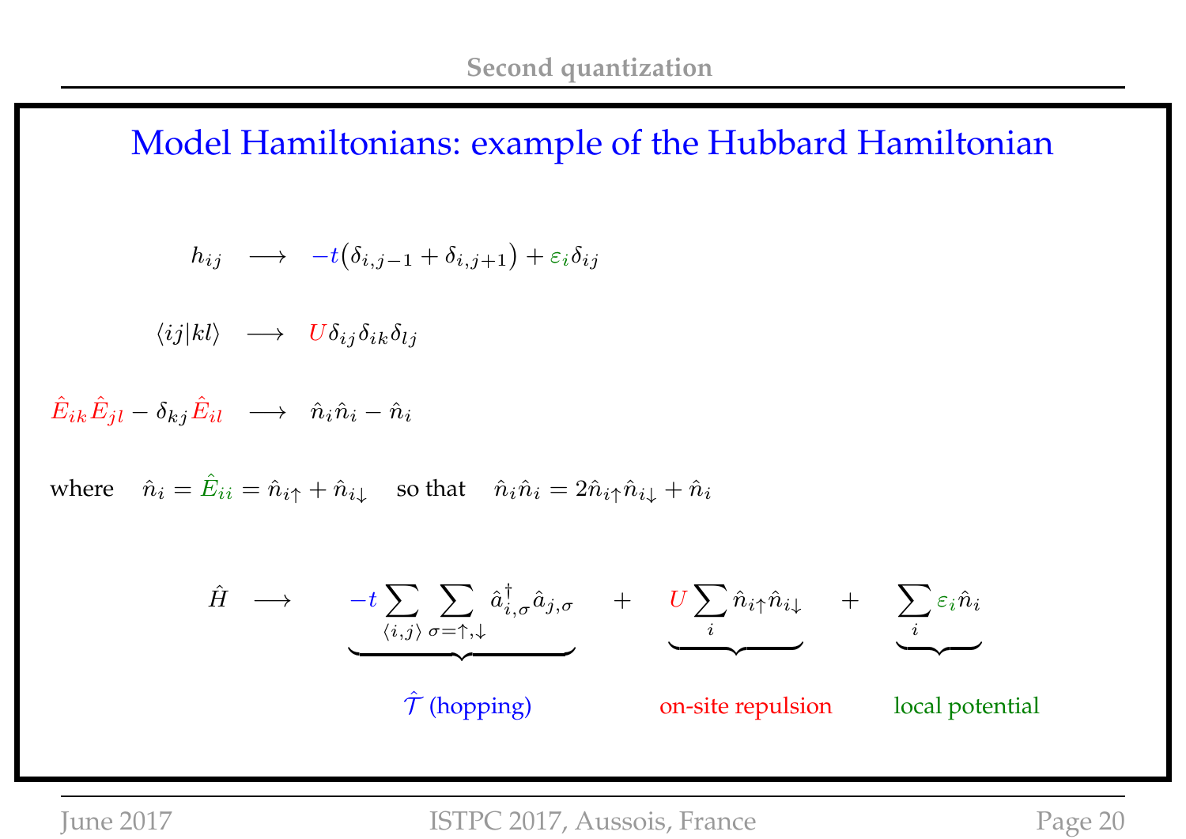## Model Hamiltonians: example of the Hubbard Hamiltonian

$$h_{ij} \longrightarrow -t\big(\delta_{i,j-1} + \delta_{i,j+1}\big) + \varepsilon_i \delta_{ij}$$

$$\langle ij|kl\rangle \longrightarrow U\delta_{ij}\delta_{ik}\delta_{lj}$$

$$\hat{E}_{ik}\hat{E}_{jl} - \delta_{kj}\hat{E}_{il} \longrightarrow \hat{n}_i\hat{n}_i - \hat{n}_i$$

where $\hat{n}_i = \hat{E}_{ii} = \hat{n}_{i\uparrow} + \hat{n}_{i\downarrow}$ so that $\hat{n}_i\hat{n}_i = 2\hat{n}_{i\uparrow}\hat{n}_{i\downarrow} + \hat{n}_i$

$$\hat{H} \longrightarrow \underbrace{-t\sum_{\langle i,j\rangle}\sum_{\sigma=\uparrow,\downarrow}\hat{a}^\dagger_{i,\sigma}\hat{a}_{j,\sigma}}_{\hat{\mathcal{T}}\text{ (hopping)}} + \underbrace{U\sum_i \hat{n}_{i\uparrow}\hat{n}_{i\downarrow}}_{\text{on-site repulsion}} + \underbrace{\sum_i \varepsilon_i \hat{n}_i}_{\text{local potential}}$$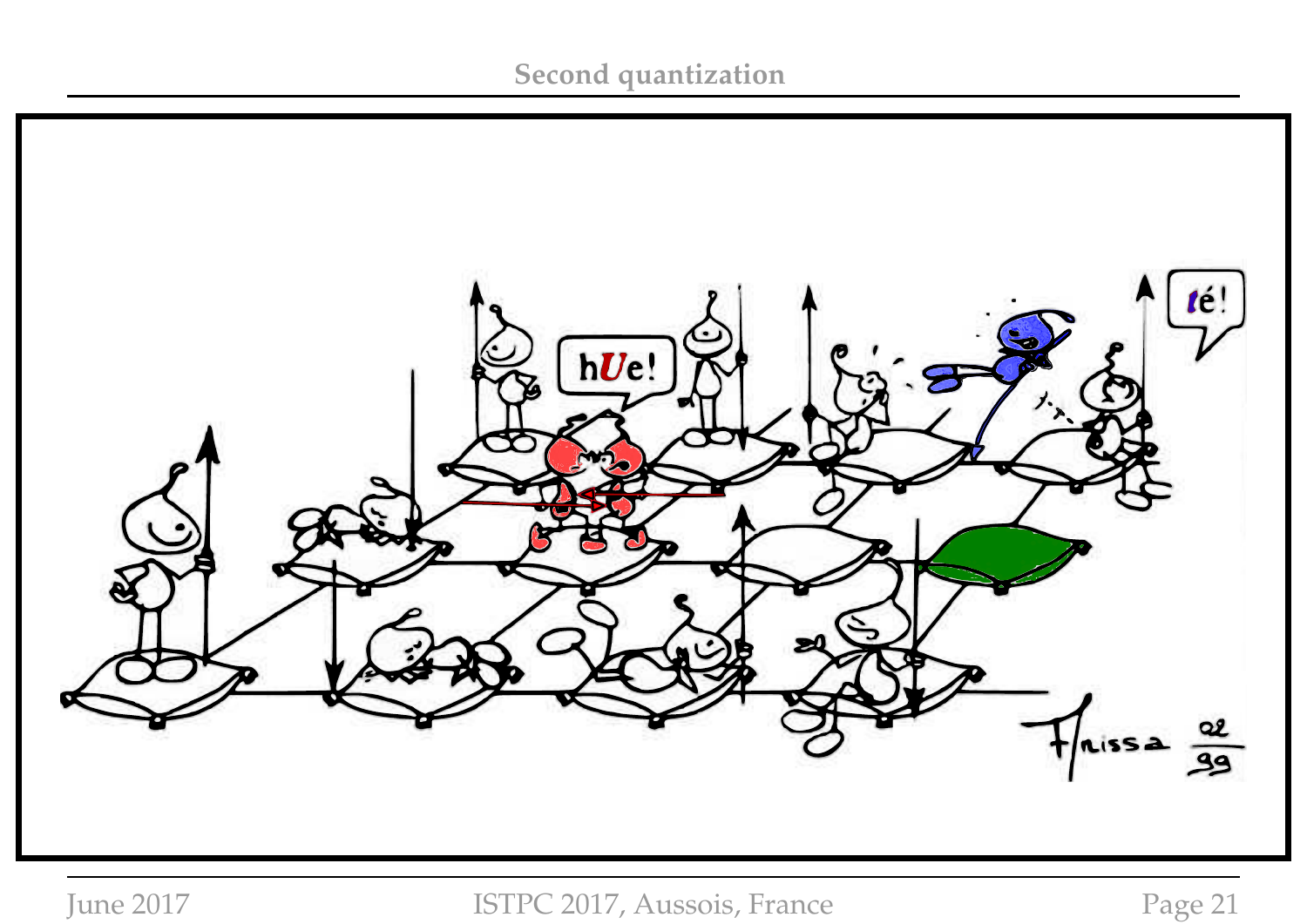# Second quantization

hUe!

té!

Arissa 02/99